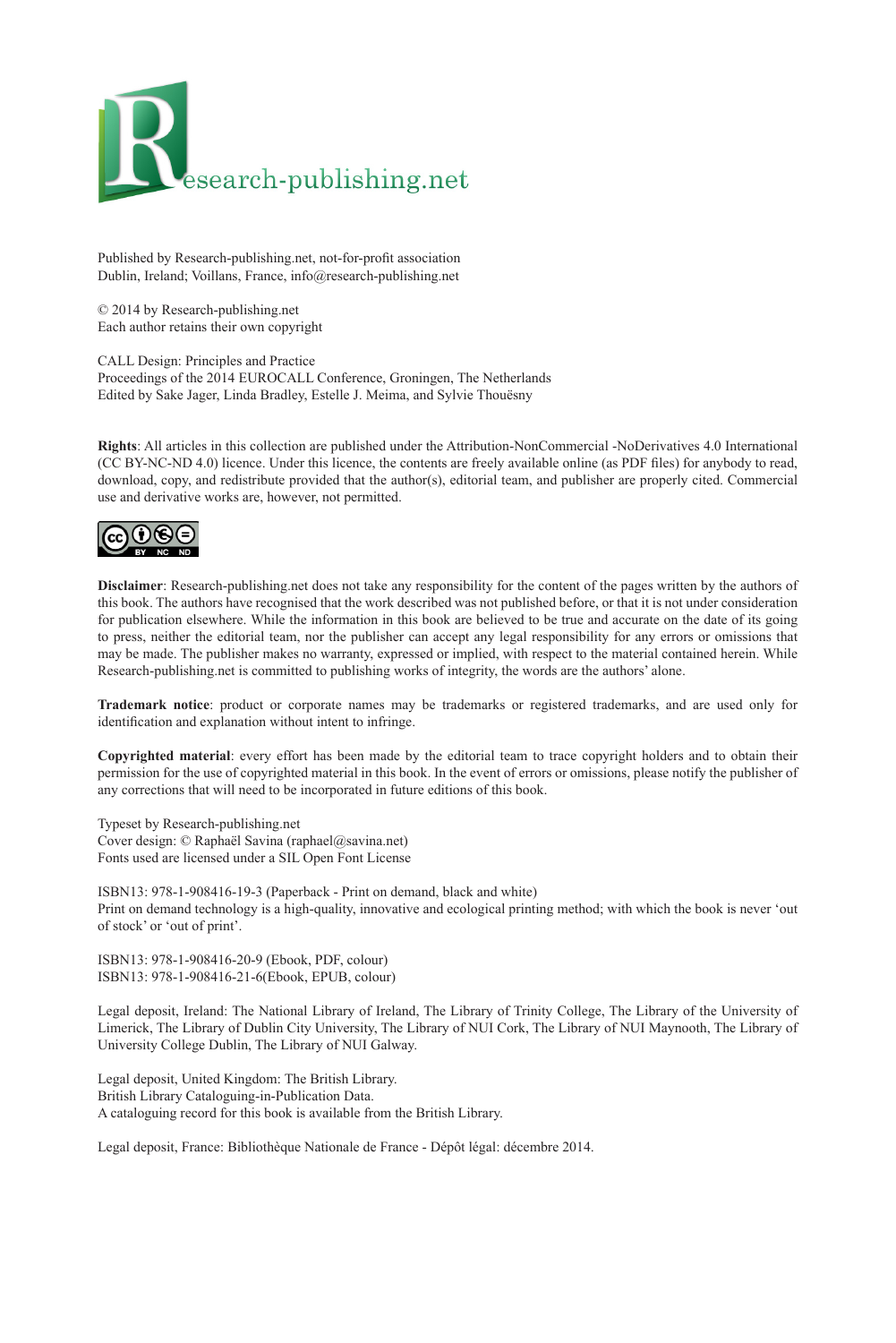Research-publishing.net

Published by Research-publishing.net, not-for-profit association
Dublin, Ireland; Voillans, France, info@research-publishing.net

© 2014 by Research-publishing.net
Each author retains their own copyright

CALL Design: Principles and Practice
Proceedings of the 2014 EUROCALL Conference, Groningen, The Netherlands
Edited by Sake Jager, Linda Bradley, Estelle J. Meima, and Sylvie Thouësny

**Rights**: All articles in this collection are published under the Attribution-NonCommercial -NoDerivatives 4.0 International (CC BY-NC-ND 4.0) licence. Under this licence, the contents are freely available online (as PDF files) for anybody to read, download, copy, and redistribute provided that the author(s), editorial team, and publisher are properly cited. Commercial use and derivative works are, however, not permitted.

**Disclaimer**: Research-publishing.net does not take any responsibility for the content of the pages written by the authors of this book. The authors have recognised that the work described was not published before, or that it is not under consideration for publication elsewhere. While the information in this book are believed to be true and accurate on the date of its going to press, neither the editorial team, nor the publisher can accept any legal responsibility for any errors or omissions that may be made. The publisher makes no warranty, expressed or implied, with respect to the material contained herein. While Research-publishing.net is committed to publishing works of integrity, the words are the authors' alone.

**Trademark notice**: product or corporate names may be trademarks or registered trademarks, and are used only for identification and explanation without intent to infringe.

**Copyrighted material**: every effort has been made by the editorial team to trace copyright holders and to obtain their permission for the use of copyrighted material in this book. In the event of errors or omissions, please notify the publisher of any corrections that will need to be incorporated in future editions of this book.

Typeset by Research-publishing.net
Cover design: © Raphaël Savina (raphael@savina.net)
Fonts used are licensed under a SIL Open Font License

ISBN13: 978-1-908416-19-3 (Paperback - Print on demand, black and white)
Print on demand technology is a high-quality, innovative and ecological printing method; with which the book is never 'out of stock' or 'out of print'.

ISBN13: 978-1-908416-20-9 (Ebook, PDF, colour)
ISBN13: 978-1-908416-21-6(Ebook, EPUB, colour)

Legal deposit, Ireland: The National Library of Ireland, The Library of Trinity College, The Library of the University of Limerick, The Library of Dublin City University, The Library of NUI Cork, The Library of NUI Maynooth, The Library of University College Dublin, The Library of NUI Galway.

Legal deposit, United Kingdom: The British Library.
British Library Cataloguing-in-Publication Data.
A cataloguing record for this book is available from the British Library.

Legal deposit, France: Bibliothèque Nationale de France - Dépôt légal: décembre 2014.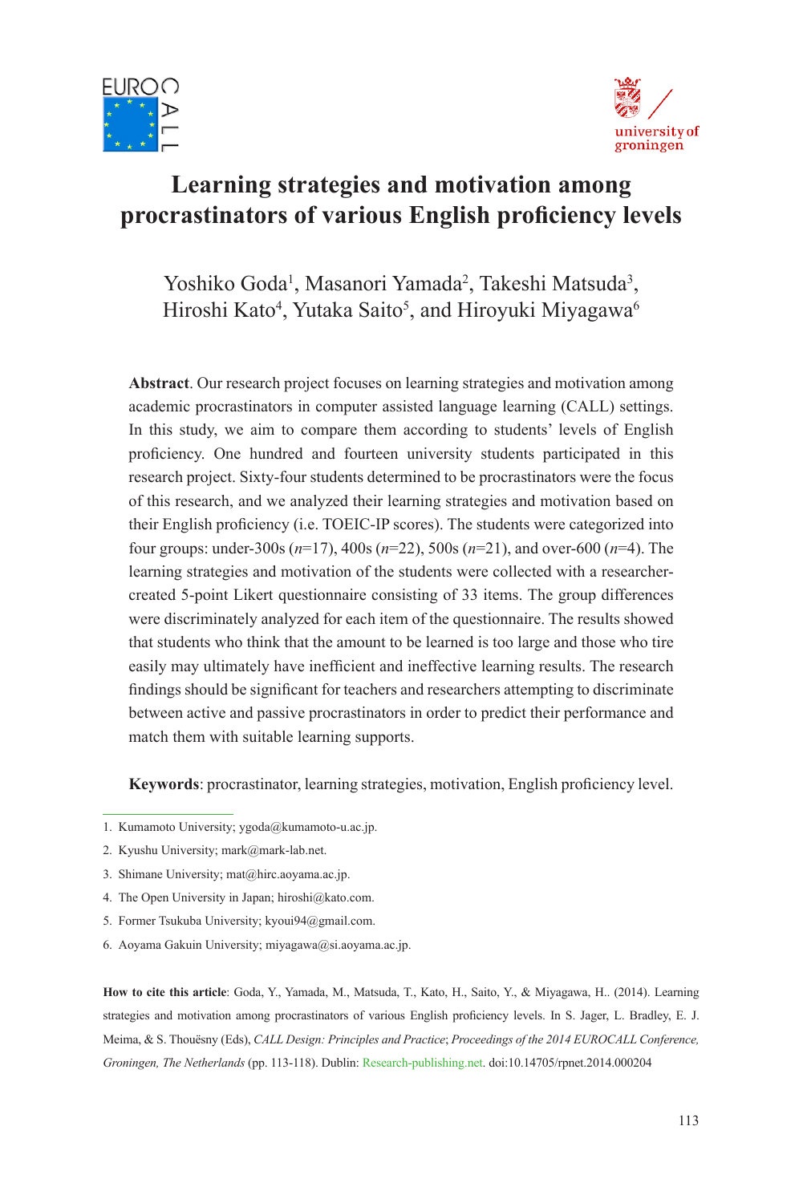# Learning strategies and motivation among procrastinators of various English proficiency levels

Yoshiko Goda[1], Masanori Yamada[2], Takeshi Matsuda[3], Hiroshi Kato[4], Yutaka Saito[5], and Hiroyuki Miyagawa[6]

**Abstract**. Our research project focuses on learning strategies and motivation among academic procrastinators in computer assisted language learning (CALL) settings. In this study, we aim to compare them according to students' levels of English proficiency. One hundred and fourteen university students participated in this research project. Sixty-four students determined to be procrastinators were the focus of this research, and we analyzed their learning strategies and motivation based on their English proficiency (i.e. TOEIC-IP scores). The students were categorized into four groups: under-300s (*n*=17), 400s (*n*=22), 500s (*n*=21), and over-600 (*n*=4). The learning strategies and motivation of the students were collected with a researcher-created 5-point Likert questionnaire consisting of 33 items. The group differences were discriminately analyzed for each item of the questionnaire. The results showed that students who think that the amount to be learned is too large and those who tire easily may ultimately have inefficient and ineffective learning results. The research findings should be significant for teachers and researchers attempting to discriminate between active and passive procrastinators in order to predict their performance and match them with suitable learning supports.

**Keywords**: procrastinator, learning strategies, motivation, English proficiency level.

1. Kumamoto University; ygoda@kumamoto-u.ac.jp.
2. Kyushu University; mark@mark-lab.net.
3. Shimane University; mat@hirc.aoyama.ac.jp.
4. The Open University in Japan; hiroshi@kato.com.
5. Former Tsukuba University; kyoui94@gmail.com.
6. Aoyama Gakuin University; miyagawa@si.aoyama.ac.jp.

**How to cite this article**: Goda, Y., Yamada, M., Matsuda, T., Kato, H., Saito, Y., & Miyagawa, H.. (2014). Learning strategies and motivation among procrastinators of various English proficiency levels. In S. Jager, L. Bradley, E. J. Meima, & S. Thouësny (Eds), *CALL Design: Principles and Practice*; *Proceedings of the 2014 EUROCALL Conference, Groningen, The Netherlands* (pp. 113-118). Dublin: Research-publishing.net. doi:10.14705/rpnet.2014.000204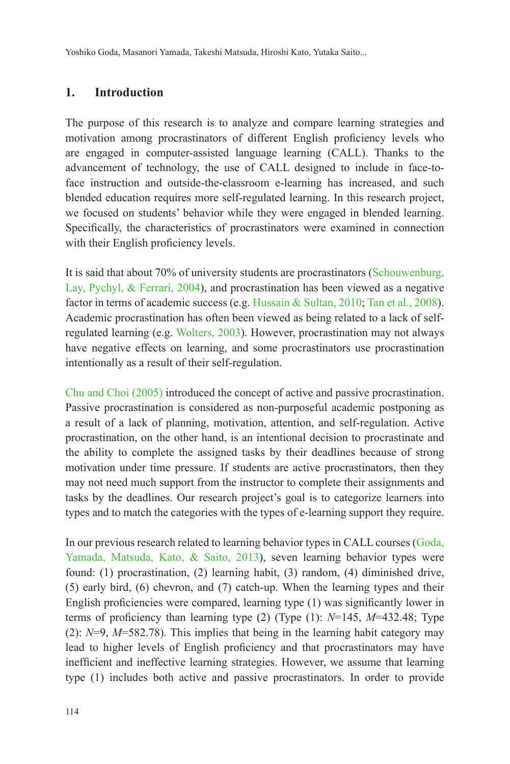## 1. Introduction

The purpose of this research is to analyze and compare learning strategies and motivation among procrastinators of different English proficiency levels who are engaged in computer-assisted language learning (CALL). Thanks to the advancement of technology, the use of CALL designed to include in face-to-face instruction and outside-the-classroom e-learning has increased, and such blended education requires more self-regulated learning. In this research project, we focused on students' behavior while they were engaged in blended learning. Specifically, the characteristics of procrastinators were examined in connection with their English proficiency levels.

It is said that about 70% of university students are procrastinators (Schouwenburg, Lay, Pychyl, & Ferrari, 2004), and procrastination has been viewed as a negative factor in terms of academic success (e.g. Hussain & Sultan, 2010; Tan et al., 2008). Academic procrastination has often been viewed as being related to a lack of self-regulated learning (e.g. Wolters, 2003). However, procrastination may not always have negative effects on learning, and some procrastinators use procrastination intentionally as a result of their self-regulation.

Chu and Choi (2005) introduced the concept of active and passive procrastination. Passive procrastination is considered as non-purposeful academic postponing as a result of a lack of planning, motivation, attention, and self-regulation. Active procrastination, on the other hand, is an intentional decision to procrastinate and the ability to complete the assigned tasks by their deadlines because of strong motivation under time pressure. If students are active procrastinators, then they may not need much support from the instructor to complete their assignments and tasks by the deadlines. Our research project's goal is to categorize learners into types and to match the categories with the types of e-learning support they require.

In our previous research related to learning behavior types in CALL courses (Goda, Yamada, Matsuda, Kato, & Saito, 2013), seven learning behavior types were found: (1) procrastination, (2) learning habit, (3) random, (4) diminished drive, (5) early bird, (6) chevron, and (7) catch-up. When the learning types and their English proficiencies were compared, learning type (1) was significantly lower in terms of proficiency than learning type (2) (Type (1): $N$=145, $M$=432.48; Type (2): $N$=9, $M$=582.78). This implies that being in the learning habit category may lead to higher levels of English proficiency and that procrastinators may have inefficient and ineffective learning strategies. However, we assume that learning type (1) includes both active and passive procrastinators. In order to provide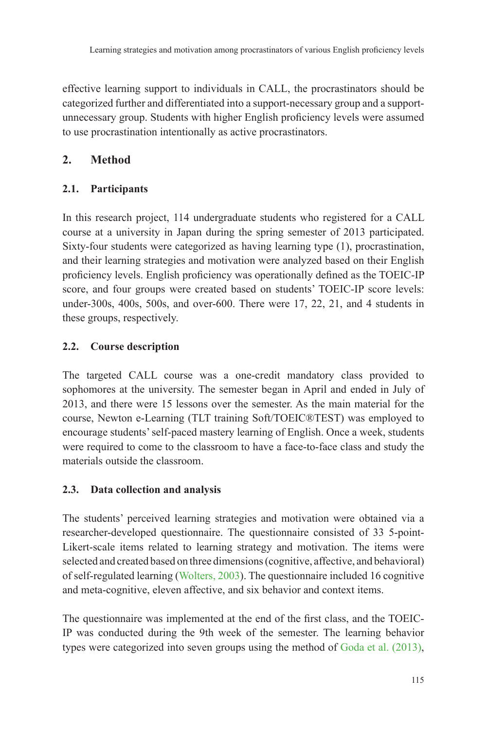effective learning support to individuals in CALL, the procrastinators should be categorized further and differentiated into a support-necessary group and a support-unnecessary group. Students with higher English proficiency levels were assumed to use procrastination intentionally as active procrastinators.

## 2. Method

### 2.1. Participants

In this research project, 114 undergraduate students who registered for a CALL course at a university in Japan during the spring semester of 2013 participated. Sixty-four students were categorized as having learning type (1), procrastination, and their learning strategies and motivation were analyzed based on their English proficiency levels. English proficiency was operationally defined as the TOEIC-IP score, and four groups were created based on students' TOEIC-IP score levels: under-300s, 400s, 500s, and over-600. There were 17, 22, 21, and 4 students in these groups, respectively.

### 2.2. Course description

The targeted CALL course was a one-credit mandatory class provided to sophomores at the university. The semester began in April and ended in July of 2013, and there were 15 lessons over the semester. As the main material for the course, Newton e-Learning (TLT training Soft/TOEIC®TEST) was employed to encourage students' self-paced mastery learning of English. Once a week, students were required to come to the classroom to have a face-to-face class and study the materials outside the classroom.

### 2.3. Data collection and analysis

The students' perceived learning strategies and motivation were obtained via a researcher-developed questionnaire. The questionnaire consisted of 33 5-point-Likert-scale items related to learning strategy and motivation. The items were selected and created based on three dimensions (cognitive, affective, and behavioral) of self-regulated learning (Wolters, 2003). The questionnaire included 16 cognitive and meta-cognitive, eleven affective, and six behavior and context items.

The questionnaire was implemented at the end of the first class, and the TOEIC-IP was conducted during the 9th week of the semester. The learning behavior types were categorized into seven groups using the method of Goda et al. (2013),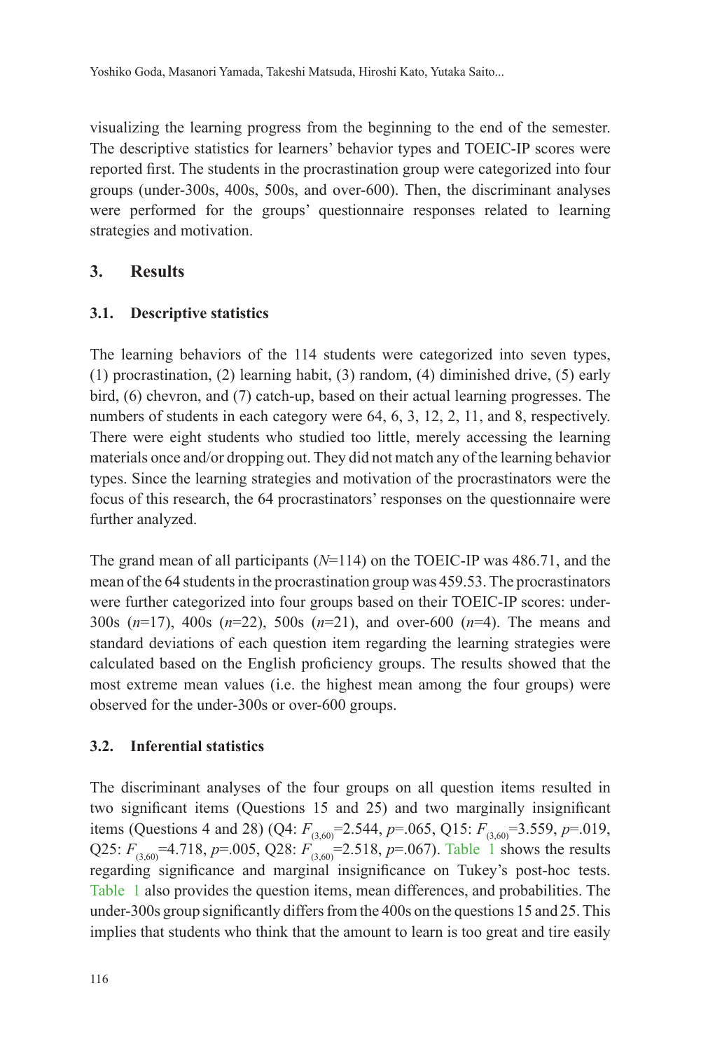visualizing the learning progress from the beginning to the end of the semester. The descriptive statistics for learners' behavior types and TOEIC-IP scores were reported first. The students in the procrastination group were categorized into four groups (under-300s, 400s, 500s, and over-600). Then, the discriminant analyses were performed for the groups' questionnaire responses related to learning strategies and motivation.

## 3. Results

### 3.1. Descriptive statistics

The learning behaviors of the 114 students were categorized into seven types, (1) procrastination, (2) learning habit, (3) random, (4) diminished drive, (5) early bird, (6) chevron, and (7) catch-up, based on their actual learning progresses. The numbers of students in each category were 64, 6, 3, 12, 2, 11, and 8, respectively. There were eight students who studied too little, merely accessing the learning materials once and/or dropping out. They did not match any of the learning behavior types. Since the learning strategies and motivation of the procrastinators were the focus of this research, the 64 procrastinators' responses on the questionnaire were further analyzed.

The grand mean of all participants ($N$=114) on the TOEIC-IP was 486.71, and the mean of the 64 students in the procrastination group was 459.53. The procrastinators were further categorized into four groups based on their TOEIC-IP scores: under-300s ($n$=17), 400s ($n$=22), 500s ($n$=21), and over-600 ($n$=4). The means and standard deviations of each question item regarding the learning strategies were calculated based on the English proficiency groups. The results showed that the most extreme mean values (i.e. the highest mean among the four groups) were observed for the under-300s or over-600 groups.

### 3.2. Inferential statistics

The discriminant analyses of the four groups on all question items resulted in two significant items (Questions 15 and 25) and two marginally insignificant items (Questions 4 and 28) (Q4: $F_{(3,60)}$=2.544, $p$=.065, Q15: $F_{(3,60)}$=3.559, $p$=.019, Q25: $F_{(3,60)}$=4.718, $p$=.005, Q28: $F_{(3,60)}$=2.518, $p$=.067). Table 1 shows the results regarding significance and marginal insignificance on Tukey's post-hoc tests. Table 1 also provides the question items, mean differences, and probabilities. The under-300s group significantly differs from the 400s on the questions 15 and 25. This implies that students who think that the amount to learn is too great and tire easily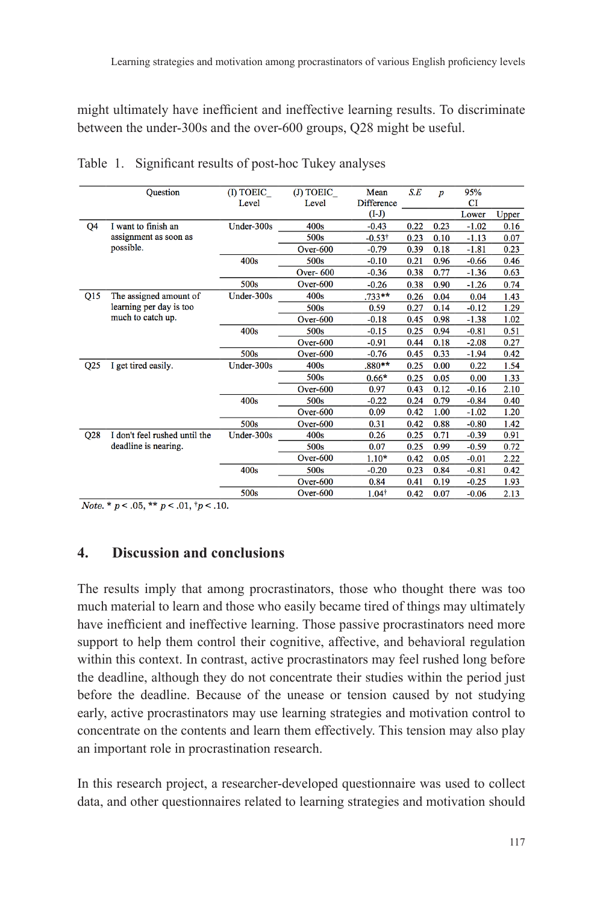might ultimately have inefficient and ineffective learning results. To discriminate between the under-300s and the over-600 groups, Q28 might be useful.

Table 1. Significant results of post-hoc Tukey analyses

| | Question | (I) TOEIC_ Level | (J) TOEIC_ Level | Mean Difference (I-J) | *S.E* | *p* | 95% CI | |
|---|---|---|---|---|---|---|---|---|
| | | | | | | | Lower | Upper |
| Q4 | I want to finish an assignment as soon as possible. | Under-300s | 400s | -0.43 | 0.22 | 0.23 | -1.02 | 0.16 |
| | | | 500s | -0.53† | 0.23 | 0.10 | -1.13 | 0.07 |
| | | | Over-600 | -0.79 | 0.39 | 0.18 | -1.81 | 0.23 |
| | | 400s | 500s | -0.10 | 0.21 | 0.96 | -0.66 | 0.46 |
| | | | Over- 600 | -0.36 | 0.38 | 0.77 | -1.36 | 0.63 |
| | | 500s | Over-600 | -0.26 | 0.38 | 0.90 | -1.26 | 0.74 |
| Q15 | The assigned amount of learning per day is too much to catch up. | Under-300s | 400s | .733** | 0.26 | 0.04 | 0.04 | 1.43 |
| | | | 500s | 0.59 | 0.27 | 0.14 | -0.12 | 1.29 |
| | | | Over-600 | -0.18 | 0.45 | 0.98 | -1.38 | 1.02 |
| | | 400s | 500s | -0.15 | 0.25 | 0.94 | -0.81 | 0.51 |
| | | | Over-600 | -0.91 | 0.44 | 0.18 | -2.08 | 0.27 |
| | | 500s | Over-600 | -0.76 | 0.45 | 0.33 | -1.94 | 0.42 |
| Q25 | I get tired easily. | Under-300s | 400s | .880** | 0.25 | 0.00 | 0.22 | 1.54 |
| | | | 500s | 0.66* | 0.25 | 0.05 | 0.00 | 1.33 |
| | | | Over-600 | 0.97 | 0.43 | 0.12 | -0.16 | 2.10 |
| | | 400s | 500s | -0.22 | 0.24 | 0.79 | -0.84 | 0.40 |
| | | | Over-600 | 0.09 | 0.42 | 1.00 | -1.02 | 1.20 |
| | | 500s | Over-600 | 0.31 | 0.42 | 0.88 | -0.80 | 1.42 |
| Q28 | I don't feel rushed until the deadline is nearing. | Under-300s | 400s | 0.26 | 0.25 | 0.71 | -0.39 | 0.91 |
| | | | 500s | 0.07 | 0.25 | 0.99 | -0.59 | 0.72 |
| | | | Over-600 | 1.10* | 0.42 | 0.05 | -0.01 | 2.22 |
| | | 400s | 500s | -0.20 | 0.23 | 0.84 | -0.81 | 0.42 |
| | | | Over-600 | 0.84 | 0.41 | 0.19 | -0.25 | 1.93 |
| | | 500s | Over-600 | 1.04† | 0.42 | 0.07 | -0.06 | 2.13 |

*Note.* * $p < .05$, ** $p < .01$, † $p < .10$.

## 4. Discussion and conclusions

The results imply that among procrastinators, those who thought there was too much material to learn and those who easily became tired of things may ultimately have inefficient and ineffective learning. Those passive procrastinators need more support to help them control their cognitive, affective, and behavioral regulation within this context. In contrast, active procrastinators may feel rushed long before the deadline, although they do not concentrate their studies within the period just before the deadline. Because of the unease or tension caused by not studying early, active procrastinators may use learning strategies and motivation control to concentrate on the contents and learn them effectively. This tension may also play an important role in procrastination research.

In this research project, a researcher-developed questionnaire was used to collect data, and other questionnaires related to learning strategies and motivation should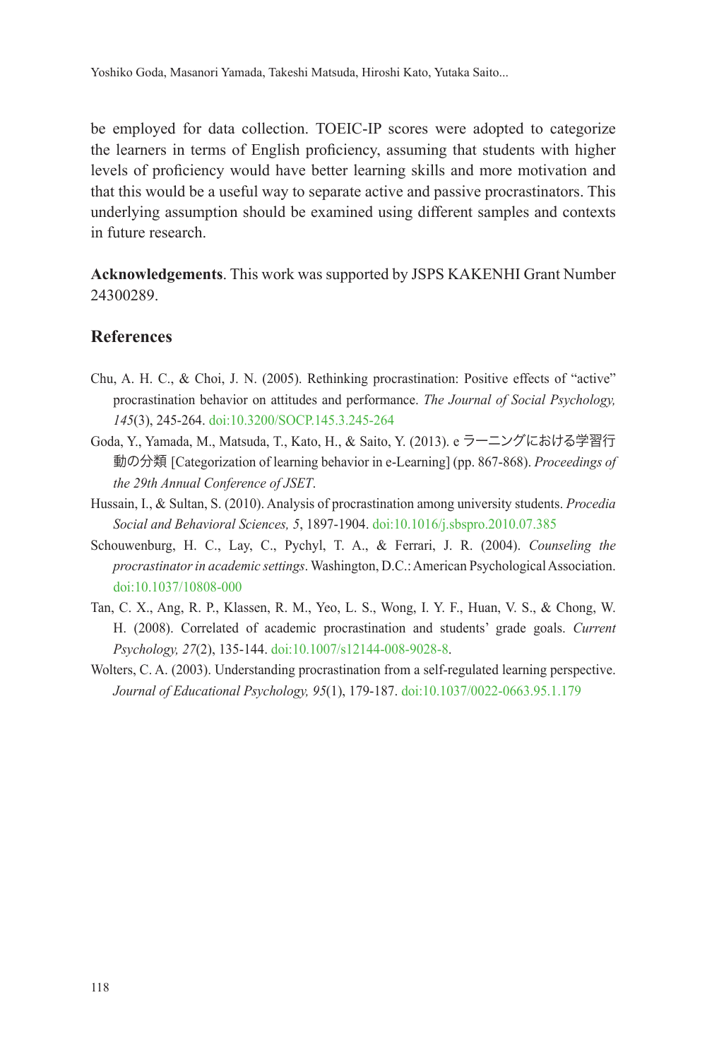be employed for data collection. TOEIC-IP scores were adopted to categorize the learners in terms of English proficiency, assuming that students with higher levels of proficiency would have better learning skills and more motivation and that this would be a useful way to separate active and passive procrastinators. This underlying assumption should be examined using different samples and contexts in future research.

**Acknowledgements**. This work was supported by JSPS KAKENHI Grant Number 24300289.

## References

Chu, A. H. C., & Choi, J. N. (2005). Rethinking procrastination: Positive effects of "active" procrastination behavior on attitudes and performance. *The Journal of Social Psychology, 145*(3), 245-264. doi:10.3200/SOCP.145.3.245-264

Goda, Y., Yamada, M., Matsuda, T., Kato, H., & Saito, Y. (2013). e ラーニングにおける学習行動の分類 [Categorization of learning behavior in e-Learning] (pp. 867-868). *Proceedings of the 29th Annual Conference of JSET*.

Hussain, I., & Sultan, S. (2010). Analysis of procrastination among university students. *Procedia Social and Behavioral Sciences, 5*, 1897-1904. doi:10.1016/j.sbspro.2010.07.385

Schouwenburg, H. C., Lay, C., Pychyl, T. A., & Ferrari, J. R. (2004). *Counseling the procrastinator in academic settings*. Washington, D.C.: American Psychological Association. doi:10.1037/10808-000

Tan, C. X., Ang, R. P., Klassen, R. M., Yeo, L. S., Wong, I. Y. F., Huan, V. S., & Chong, W. H. (2008). Correlated of academic procrastination and students' grade goals. *Current Psychology, 27*(2), 135-144. doi:10.1007/s12144-008-9028-8.

Wolters, C. A. (2003). Understanding procrastination from a self-regulated learning perspective. *Journal of Educational Psychology, 95*(1), 179-187. doi:10.1037/0022-0663.95.1.179